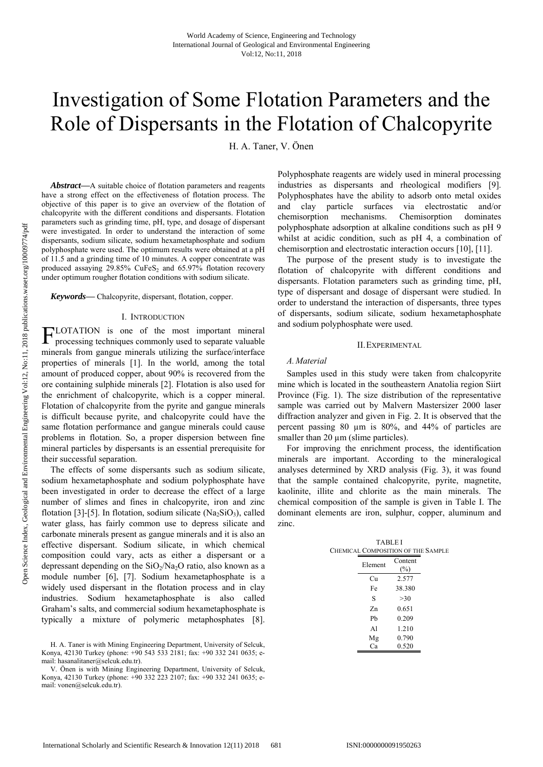# Investigation of Some Flotation Parameters and the Role of Dispersants in the Flotation of Chalcopyrite

H. A. Taner, V. Önen

***Abstract*—**A suitable choice of flotation parameters and reagents have a strong effect on the effectiveness of flotation process. The objective of this paper is to give an overview of the flotation of chalcopyrite with the different conditions and dispersants. Flotation parameters such as grinding time, pH, type, and dosage of dispersant were investigated. In order to understand the interaction of some dispersants, sodium silicate, sodium hexametaphosphate and sodium polyphosphate were used. The optimum results were obtained at a pH of 11.5 and a grinding time of 10 minutes. A copper concentrate was produced assaying 29.85% $CuFeS_2$ and 65.97% flotation recovery under optimum rougher flotation conditions with sodium silicate.

***Keywords*—** Chalcopyrite, dispersant, flotation, copper.

## I. Introduction

FLOTATION is one of the most important mineral processing techniques commonly used to separate valuable minerals from gangue minerals utilizing the surface/interface properties of minerals [1]. In the world, among the total amount of produced copper, about 90% is recovered from the ore containing sulphide minerals [2]. Flotation is also used for the enrichment of chalcopyrite, which is a copper mineral. Flotation of chalcopyrite from the pyrite and gangue minerals is difficult because pyrite, and chalcopyrite could have the same flotation performance and gangue minerals could cause problems in flotation. So, a proper dispersion between fine mineral particles by dispersants is an essential prerequisite for their successful separation.

The effects of some dispersants such as sodium silicate, sodium hexametaphosphate and sodium polyphosphate have been investigated in order to decrease the effect of a large number of slimes and fines in chalcopyrite, iron and zinc flotation [3]-[5]. In flotation, sodium silicate ($Na_2SiO_3$), called water glass, has fairly common use to depress silicate and carbonate minerals present as gangue minerals and it is also an effective dispersant. Sodium silicate, in which chemical composition could vary, acts as either a dispersant or a depressant depending on the $SiO_2/Na_2O$ ratio, also known as a module number [6], [7]. Sodium hexametaphosphate is a widely used dispersant in the flotation process and in clay industries. Sodium hexametaphosphate is also called Graham's salts, and commercial sodium hexametaphosphate is typically a mixture of polymeric metaphosphates [8]. Polyphosphate reagents are widely used in mineral processing industries as dispersants and rheological modifiers [9]. Polyphosphates have the ability to adsorb onto metal oxides and clay particle surfaces via electrostatic and/or chemisorption mechanisms. Chemisorption dominates polyphosphate adsorption at alkaline conditions such as pH 9 whilst at acidic condition, such as pH 4, a combination of chemisorption and electrostatic interaction occurs [10], [11].

The purpose of the present study is to investigate the flotation of chalcopyrite with different conditions and dispersants. Flotation parameters such as grinding time, pH, type of dispersant and dosage of dispersant were studied. In order to understand the interaction of dispersants, three types of dispersants, sodium silicate, sodium hexametaphosphate and sodium polyphosphate were used.

H. A. Taner is with Mining Engineering Department, University of Selcuk, Konya, 42130 Turkey (phone: +90 543 533 2181; fax: +90 332 241 0635; e-mail: hasanalitaner@selcuk.edu.tr).

V. Önen is with Mining Engineering Department, University of Selcuk, Konya, 42130 Turkey (phone: +90 332 223 2107; fax: +90 332 241 0635; e-mail: vonen@selcuk.edu.tr).

## II. Experimental

### *A. Material*

Samples used in this study were taken from chalcopyrite mine which is located in the southeastern Anatolia region Siirt Province (Fig. 1). The size distribution of the representative sample was carried out by Malvern Mastersizer 2000 laser diffraction analyzer and given in Fig. 2. It is observed that the percent passing 80 µm is 80%, and 44% of particles are smaller than 20 µm (slime particles).

For improving the enrichment process, the identification minerals are important. According to the mineralogical analyses determined by XRD analysis (Fig. 3), it was found that the sample contained chalcopyrite, pyrite, magnetite, kaolinite, illite and chlorite as the main minerals. The chemical composition of the sample is given in Table I. The dominant elements are iron, sulphur, copper, aluminum and zinc.

TABLE I
CHEMICAL COMPOSITION OF THE SAMPLE

| Element | Content (%) |
|---|---|
| Cu | 2.577 |
| Fe | 38.380 |
| S | >30 |
| Zn | 0.651 |
| Pb | 0.209 |
| Al | 1.210 |
| Mg | 0.790 |
| Ca | 0.520 |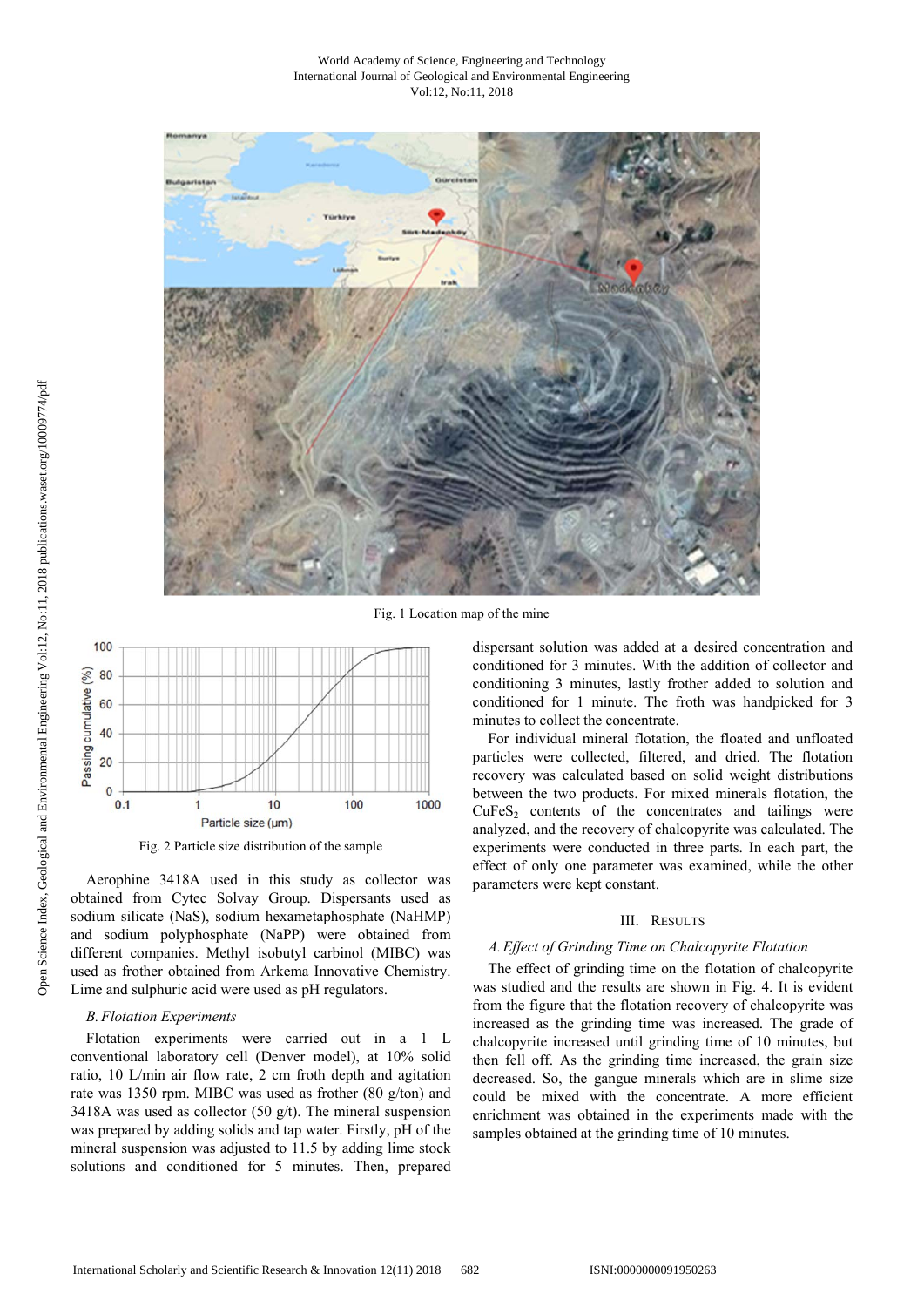Fig. 1 Location map of the mine

Fig. 2 Particle size distribution of the sample

Aerophine 3418A used in this study as collector was obtained from Cytec Solvay Group. Dispersants used as sodium silicate (NaS), sodium hexametaphosphate (NaHMP) and sodium polyphosphate (NaPP) were obtained from different companies. Methyl isobutyl carbinol (MIBC) was used as frother obtained from Arkema Innovative Chemistry. Lime and sulphuric acid were used as pH regulators.

### B. Flotation Experiments

Flotation experiments were carried out in a 1 L conventional laboratory cell (Denver model), at 10% solid ratio, 10 L/min air flow rate, 2 cm froth depth and agitation rate was 1350 rpm. MIBC was used as frother (80 g/ton) and 3418A was used as collector (50 g/t). The mineral suspension was prepared by adding solids and tap water. Firstly, pH of the mineral suspension was adjusted to 11.5 by adding lime stock solutions and conditioned for 5 minutes. Then, prepared dispersant solution was added at a desired concentration and conditioned for 3 minutes. With the addition of collector and conditioning 3 minutes, lastly frother added to solution and conditioned for 1 minute. The froth was handpicked for 3 minutes to collect the concentrate.

For individual mineral flotation, the floated and unfloated particles were collected, filtered, and dried. The flotation recovery was calculated based on solid weight distributions between the two products. For mixed minerals flotation, the $CuFeS_2$ contents of the concentrates and tailings were analyzed, and the recovery of chalcopyrite was calculated. The experiments were conducted in three parts. In each part, the effect of only one parameter was examined, while the other parameters were kept constant.

## III. Results

### A. Effect of Grinding Time on Chalcopyrite Flotation

The effect of grinding time on the flotation of chalcopyrite was studied and the results are shown in Fig. 4. It is evident from the figure that the flotation recovery of chalcopyrite was increased as the grinding time was increased. The grade of chalcopyrite increased until grinding time of 10 minutes, but then fell off. As the grinding time increased, the grain size decreased. So, the gangue minerals which are in slime size could be mixed with the concentrate. A more efficient enrichment was obtained in the experiments made with the samples obtained at the grinding time of 10 minutes.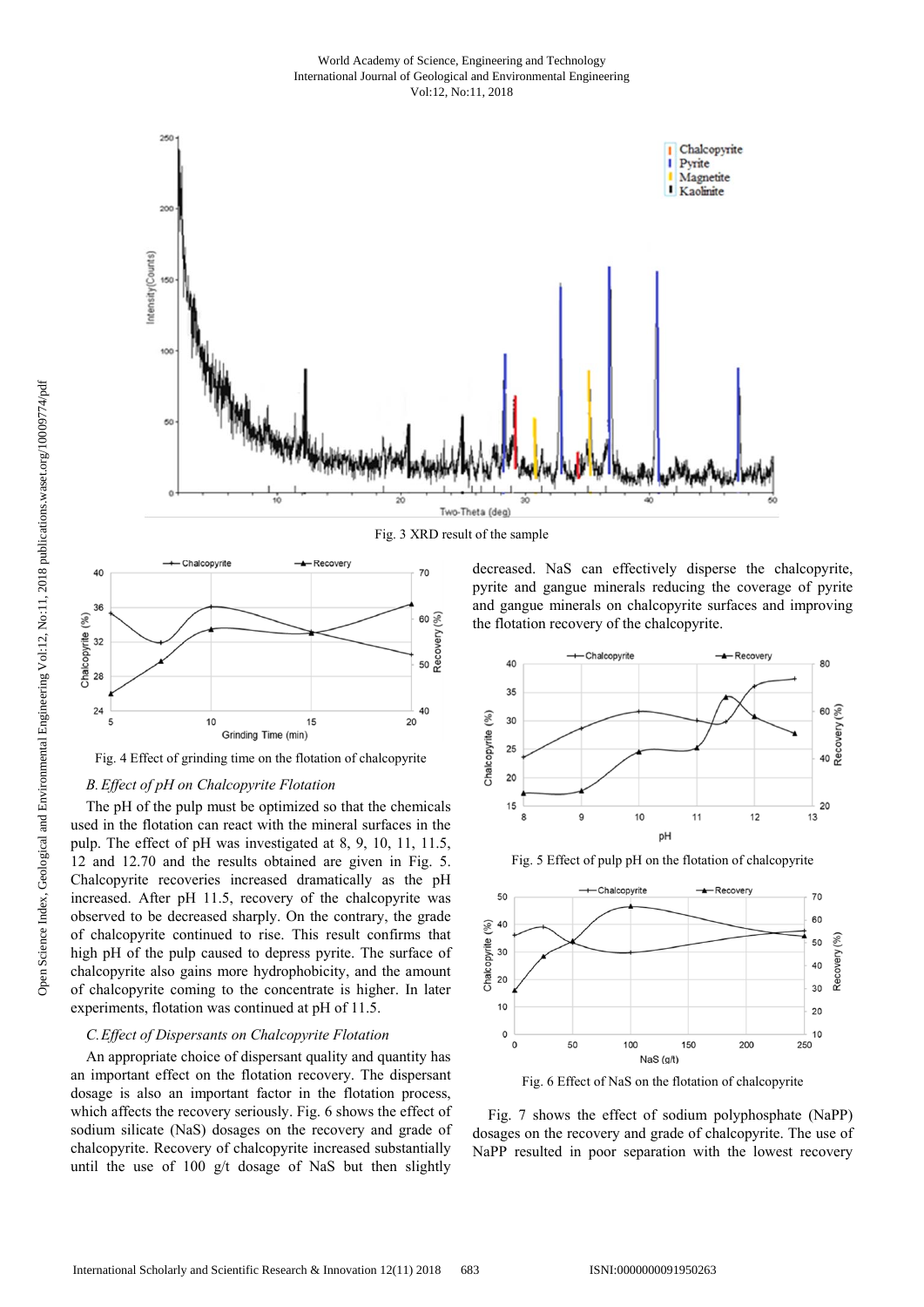Fig. 3 XRD result of the sample

Fig. 4 Effect of grinding time on the flotation of chalcopyrite

### B. Effect of pH on Chalcopyrite Flotation

The pH of the pulp must be optimized so that the chemicals used in the flotation can react with the mineral surfaces in the pulp. The effect of pH was investigated at 8, 9, 10, 11, 11.5, 12 and 12.70 and the results obtained are given in Fig. 5. Chalcopyrite recoveries increased dramatically as the pH increased. After pH 11.5, recovery of the chalcopyrite was observed to be decreased sharply. On the contrary, the grade of chalcopyrite continued to rise. This result confirms that high pH of the pulp caused to depress pyrite. The surface of chalcopyrite also gains more hydrophobicity, and the amount of chalcopyrite coming to the concentrate is higher. In later experiments, flotation was continued at pH of 11.5.

### C. Effect of Dispersants on Chalcopyrite Flotation

An appropriate choice of dispersant quality and quantity has an important effect on the flotation recovery. The dispersant dosage is also an important factor in the flotation process, which affects the recovery seriously. Fig. 6 shows the effect of sodium silicate (NaS) dosages on the recovery and grade of chalcopyrite. Recovery of chalcopyrite increased substantially until the use of 100 g/t dosage of NaS but then slightly decreased. NaS can effectively disperse the chalcopyrite, pyrite and gangue minerals reducing the coverage of pyrite and gangue minerals on chalcopyrite surfaces and improving the flotation recovery of the chalcopyrite.

Fig. 5 Effect of pulp pH on the flotation of chalcopyrite

Fig. 6 Effect of NaS on the flotation of chalcopyrite

Fig. 7 shows the effect of sodium polyphosphate (NaPP) dosages on the recovery and grade of chalcopyrite. The use of NaPP resulted in poor separation with the lowest recovery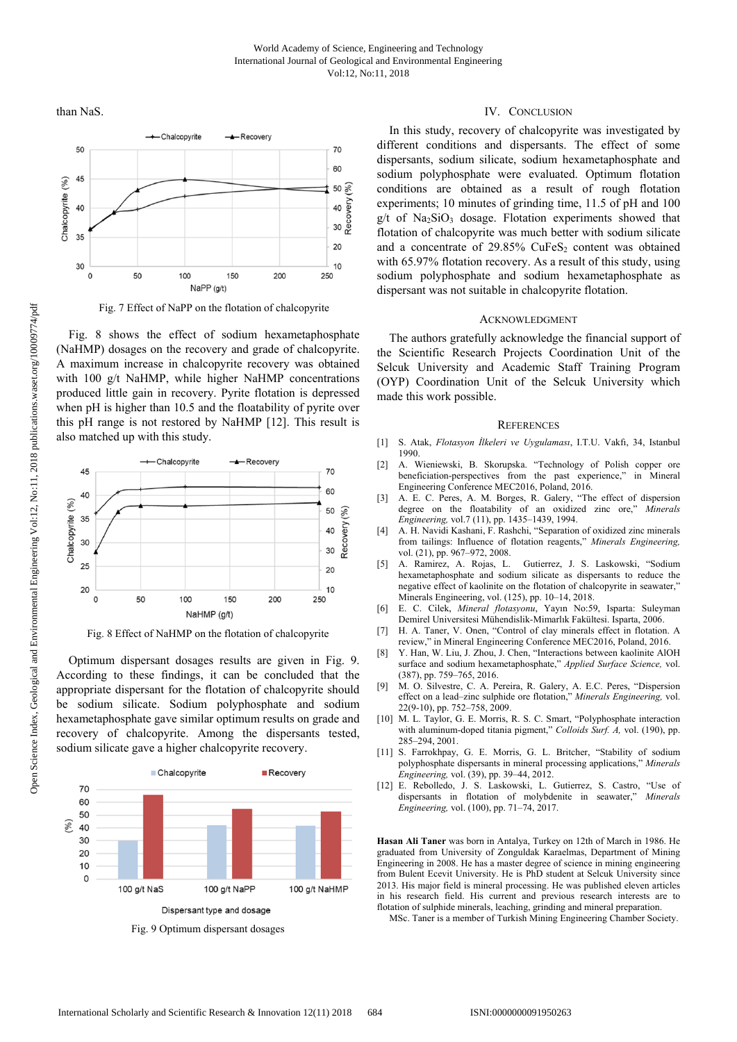than NaS.

Chalcopyrite
Recovery
Chalcopyrite (%)
Recovery (%)
50
45
40
35
30
70
60
50
40
30
20
10
0
50
100
150
200
250
NaPP (g/t)

Fig. 7 Effect of NaPP on the flotation of chalcopyrite

Fig. 8 shows the effect of sodium hexametaphosphate (NaHMP) dosages on the recovery and grade of chalcopyrite. A maximum increase in chalcopyrite recovery was obtained with 100 g/t NaHMP, while higher NaHMP concentrations produced little gain in recovery. Pyrite flotation is depressed when pH is higher than 10.5 and the floatability of pyrite over this pH range is not restored by NaHMP [12]. This result is also matched up with this study.

Chalcopyrite
Recovery
Chalcopyrite (%)
Recovery (%)
45
40
35
30
25
20
70
60
50
40
30
20
10
0
50
100
150
200
250
NaHMP (g/t)

Fig. 8 Effect of NaHMP on the flotation of chalcopyrite

Optimum dispersant dosages results are given in Fig. 9. According to these findings, it can be concluded that the appropriate dispersant for the flotation of chalcopyrite should be sodium silicate. Sodium polyphosphate and sodium hexametaphosphate gave similar optimum results on grade and recovery of chalcopyrite. Among the dispersants tested, sodium silicate gave a higher chalcopyrite recovery.

Chalcopyrite
Recovery
(%)
70
60
50
40
30
20
10
0
100 g/t NaS
100 g/t NaPP
100 g/t NaHMP
Dispersant type and dosage

Fig. 9 Optimum dispersant dosages

## IV. Conclusion

In this study, recovery of chalcopyrite was investigated by different conditions and dispersants. The effect of some dispersants, sodium silicate, sodium hexametaphosphate and sodium polyphosphate were evaluated. Optimum flotation conditions are obtained as a result of rough flotation experiments; 10 minutes of grinding time, 11.5 of pH and 100 g/t of $Na_2SiO_3$ dosage. Flotation experiments showed that flotation of chalcopyrite was much better with sodium silicate and a concentrate of 29.85% $CuFeS_2$ content was obtained with 65.97% flotation recovery. As a result of this study, using sodium polyphosphate and sodium hexametaphosphate as dispersant was not suitable in chalcopyrite flotation.

## Acknowledgment

The authors gratefully acknowledge the financial support of the Scientific Research Projects Coordination Unit of the Selcuk University and Academic Staff Training Program (OYP) Coordination Unit of the Selcuk University which made this work possible.

## References

[1] S. Atak, *Flotasyon İlkeleri ve Uygulaması*, I.T.U. Vakfı, 34, Istanbul 1990.

[2] A. Wieniewski, B. Skorupska. “Technology of Polish copper ore beneficiation-perspectives from the past experience,” in Mineral Engineering Conference MEC2016, Poland, 2016.

[3] A. E. C. Peres, A. M. Borges, R. Galery, “The effect of dispersion degree on the floatability of an oxidized zinc ore,” *Minerals Engineering,* vol.7 (11), pp. 1435–1439, 1994.

[4] A. H. Navidi Kashani, A. J. Rashchi, “Separation of oxidized zinc minerals from tailings: Influence of flotation reagents,” *Minerals Engineering,* vol. (21), pp. 967–972, 2008.

[5] A. Ramirez, A. Rojas, L. Gutierrez, J. S. Laskowski, “Sodium hexametaphosphate and sodium silicate as dispersants to reduce the negative effect of kaolinite on the flotation of chalcopyrite in seawater,” Minerals Engineering, vol. (125), pp. 10–14, 2018.

[6] E. C. Cilek, *Mineral flotasyonu*, Yayın No:59, Isparta: Suleyman Demirel Universitesi Mühendislik-Mimarlık Fakültesi. Isparta, 2006.

[7] H. A. Taner, V. Onen, “Control of clay minerals effect in flotation. A review,” in Mineral Engineering Conference MEC2016, Poland, 2016.

[8] Y. Han, W. Liu, J. Zhou, J. Chen, “Interactions between kaolinite AlOH surface and sodium hexametaphosphate,” *Applied Surface Science,* vol. (387), pp. 759–765, 2016.

[9] M. O. Silvestre, C. A. Pereira, R. Galery, A. E.C. Peres, “Dispersion effect on a lead–zinc sulphide ore flotation,” *Minerals Engineering,* vol. 22(9-10), pp. 752–758, 2009.

[10] M. L. Taylor, G. E. Morris, R. S. C. Smart, “Polyphosphate interaction with aluminum-doped titania pigment,” *Colloids Surf. A,* vol. (190), pp. 285–294, 2001.

[11] S. Farrokhpay, G. E. Morris, G. L. Britcher, “Stability of sodium polyphosphate dispersants in mineral processing applications,” *Minerals Engineering,* vol. (39), pp. 39–44, 2012.

[12] E. Rebolledo, J. S. Laskowski, L. Gutierrez, S. Castro, “Use of dispersants in flotation of molybdenite in seawater,” *Minerals Engineering,* vol. (100), pp. 71–74, 2017.

**Hasan Ali Taner** was born in Antalya, Turkey on 12th of March in 1986. He graduated from University of Zonguldak Karaelmas, Department of Mining Engineering in 2008. He has a master degree of science in mining engineering from Bulent Ecevit University. He is PhD student at Selcuk University since 2013. His major field is mineral processing. He was published eleven articles in his research field. His current and previous research interests are to flotation of sulphide minerals, leaching, grinding and mineral preparation.

MSc. Taner is a member of Turkish Mining Engineering Chamber Society.